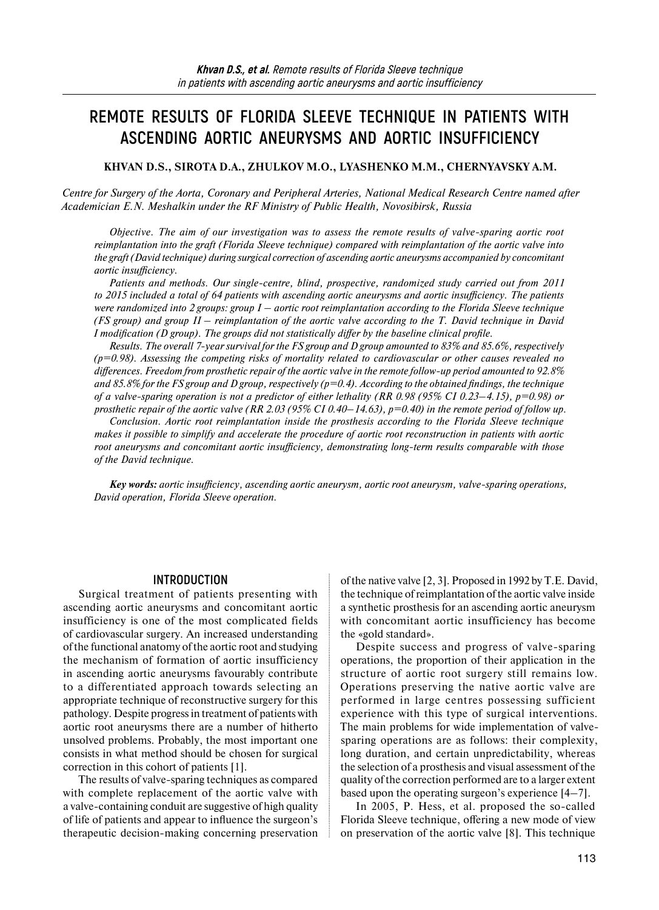# REMOTE RESULTS OF FLORIDA SLEEVE TECHNIQUE IN PATIENTS WITH ASCENDING AORTIC ANEURYSMS AND AORTIC INSUFFICIENCY

**KHVAN D.S., SIROTA D.A., ZHULKOV M.O., LYASHENKO M.M., CHERNYAVSKY A.M.**

*Centre for Surgery of the Aorta, Coronary and Peripheral Arteries, National Medical Research Centre named after Academician E.N. Meshalkin under the RF Ministry of Public Health, Novosibirsk, Russia*

*Objective. The aim of our investigation was to assess the remote results of valve-sparing aortic root reimplantation into the graft (Florida Sleeve technique) compared with reimplantation of the aortic valve into the graft (David technique) during surgical correction of ascending aortic aneurysms accompanied by concomitant aortic insufficiency.*

*Patients and methods. Our single-centre, blind, prospective, randomized study carried out from 2011 to 2015 included a total of 64 patients with ascending aortic aneurysms and aortic insufficiency. The patients were randomized into 2 groups: group I – aortic root reimplantation according to the Florida Sleeve technique (FS group) and group II – reimplantation of the aortic valve according to the T. David technique in David I modification (D group). The groups did not statistically differ by the baseline clinical profile.*

*Results. The overall 7-year survival for the FS group and D group amounted to 83% and 85.6%, respectively (p=0.98). Assessing the competing risks of mortality related to cardiovascular or other causes revealed no differences. Freedom from prosthetic repair of the aortic valve in the remote follow-up period amounted to 92.8% and 85.8% for the FS group and D group, respectively (p=0.4). According to the obtained findings, the technique of a valve-sparing operation is not a predictor of either lethality (RR 0.98 (95% CI 0.23–4.15), p=0.98) or prosthetic repair of the aortic valve (RR 2.03 (95% CI 0.40–14.63), p=0.40) in the remote period of follow up.*

*Conclusion. Aortic root reimplantation inside the prosthesis according to the Florida Sleeve technique makes it possible to simplify and accelerate the procedure of aortic root reconstruction in patients with aortic root aneurysms and concomitant aortic insufficiency, demonstrating long-term results comparable with those of the David technique.*

***Key words:*** *aortic insufficiency, ascending aortic aneurysm, aortic root aneurysm, valve-sparing operations, David operation, Florida Sleeve operation.*

## INTRODUCTION

Surgical treatment of patients presenting with ascending aortic aneurysms and concomitant aortic insufficiency is one of the most complicated fields of cardiovascular surgery. An increased understanding of the functional anatomy of the aortic root and studying the mechanism of formation of aortic insufficiency in ascending aortic aneurysms favourably contribute to a differentiated approach towards selecting an appropriate technique of reconstructive surgery for this pathology. Despite progress in treatment of patients with aortic root aneurysms there are a number of hitherto unsolved problems. Probably, the most important one consists in what method should be chosen for surgical correction in this cohort of patients [1].

The results of valve-sparing techniques as compared with complete replacement of the aortic valve with a valve-containing conduit are suggestive of high quality of life of patients and appear to influence the surgeon's therapeutic decision-making concerning preservation of the native valve [2, 3]. Proposed in 1992 by T.E. David, the technique of reimplantation of the aortic valve inside a synthetic prosthesis for an ascending aortic aneurysm with concomitant aortic insufficiency has become the «gold standard».

Despite success and progress of valve-sparing operations, the proportion of their application in the structure of aortic root surgery still remains low. Operations preserving the native aortic valve are performed in large centres possessing sufficient experience with this type of surgical interventions. The main problems for wide implementation of valve-sparing operations are as follows: their complexity, long duration, and certain unpredictability, whereas the selection of a prosthesis and visual assessment of the quality of the correction performed are to a larger extent based upon the operating surgeon's experience [4–7].

In 2005, P. Hess, et al. proposed the so-called Florida Sleeve technique, offering a new mode of view on preservation of the aortic valve [8]. This technique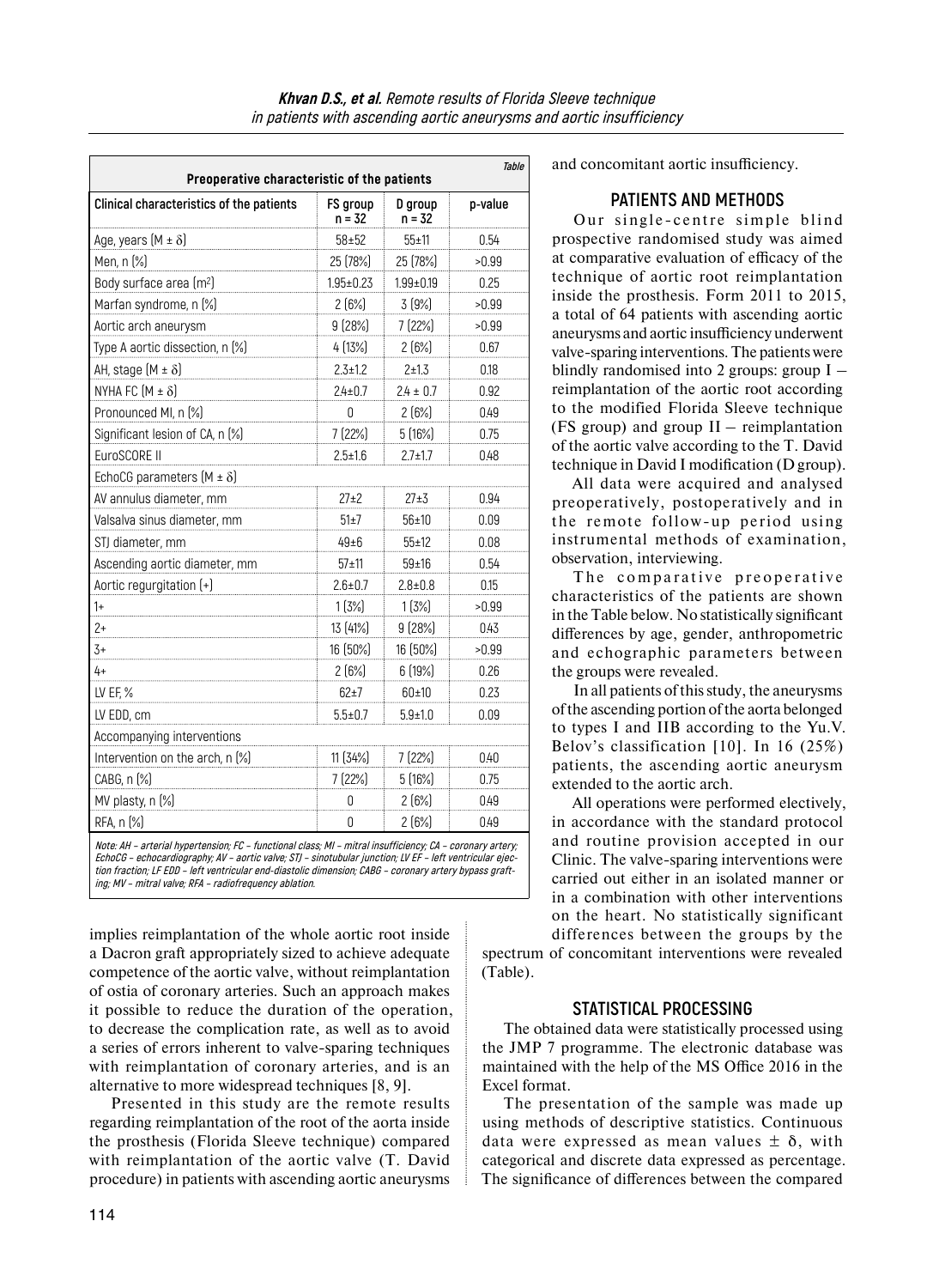implies reimplantation of the whole aortic root inside a Dacron graft appropriately sized to achieve adequate competence of the aortic valve, without reimplantation of ostia of coronary arteries. Such an approach makes it possible to reduce the duration of the operation, to decrease the complication rate, as well as to avoid a series of errors inherent to valve-sparing techniques with reimplantation of coronary arteries, and is an alternative to more widespread techniques [8, 9].

Presented in this study are the remote results regarding reimplantation of the root of the aorta inside the prosthesis (Florida Sleeve technique) compared with reimplantation of the aortic valve (T. David procedure) in patients with ascending aortic aneurysms and concomitant aortic insufficiency.

## PATIENTS AND METHODS

Our single-centre simple blind prospective randomised study was aimed at comparative evaluation of efficacy of the technique of aortic root reimplantation inside the prosthesis. Form 2011 to 2015, a total of 64 patients with ascending aortic aneurysms and aortic insufficiency underwent valve-sparing interventions. The patients were blindly randomised into 2 groups: group I – reimplantation of the aortic root according to the modified Florida Sleeve technique (FS group) and group II – reimplantation of the aortic valve according to the T. David technique in David I modification (D group).

All data were acquired and analysed preoperatively, postoperatively and in the remote follow-up period using instrumental methods of examination, observation, interviewing.

The comparative preoperative characteristics of the patients are shown in the Table below. No statistically significant differences by age, gender, anthropometric and echographic parameters between the groups were revealed.

In all patients of this study, the aneurysms of the ascending portion of the aorta belonged to types I and IIB according to the Yu.V. Belov's classification [10]. In 16 (25%) patients, the ascending aortic aneurysm extended to the aortic arch.

All operations were performed electively, in accordance with the standard protocol and routine provision accepted in our Clinic. The valve-sparing interventions were carried out either in an isolated manner or in a combination with other interventions on the heart. No statistically significant differences between the groups by the spectrum of concomitant interventions were revealed (Table).

*Table*

**Preoperative characteristic of the patients**

| Clinical characteristics of the patients | FS group n = 32 | D group n = 32 | p-value |
|---|---|---|---|
| Age, years (M ± δ) | 58±52 | 55±11 | 0.54 |
| Men, n (%) | 25 (78%) | 25 (78%) | >0.99 |
| Body surface area (m²) | 1.95±0.23 | 1.99±0.19 | 0.25 |
| Marfan syndrome, n (%) | 2 (6%) | 3 (9%) | >0.99 |
| Aortic arch aneurysm | 9 (28%) | 7 (22%) | >0.99 |
| Type A aortic dissection, n (%) | 4 (13%) | 2 (6%) | 0.67 |
| AH, stage (M ± δ) | 2.3±1.2 | 2±1.3 | 0.18 |
| NYHA FC (M ± δ) | 2.4±0.7 | 2.4 ± 0.7 | 0.92 |
| Pronounced MI, n (%) | 0 | 2 (6%) | 0.49 |
| Significant lesion of CA, n (%) | 7 (22%) | 5 (16%) | 0.75 |
| EuroSCORE II | 2.5±1.6 | 2.7±1.7 | 0.48 |
| EchoCG parameters (M ± δ) | | | |
| AV annulus diameter, mm | 27±2 | 27±3 | 0.94 |
| Valsalva sinus diameter, mm | 51±7 | 56±10 | 0.09 |
| STJ diameter, mm | 49±6 | 55±12 | 0.08 |
| Ascending aortic diameter, mm | 57±11 | 59±16 | 0.54 |
| Aortic regurgitation (+) | 2.6±0.7 | 2.8±0.8 | 0.15 |
| 1+ | 1 (3%) | 1 (3%) | >0.99 |
| 2+ | 13 (41%) | 9 (28%) | 0.43 |
| 3+ | 16 (50%) | 16 (50%) | >0.99 |
| 4+ | 2 (6%) | 6 (19%) | 0.26 |
| LV EF, % | 62±7 | 60±10 | 0.23 |
| LV EDD, cm | 5.5±0.7 | 5.9±1.0 | 0.09 |
| Accompanying interventions | | | |
| Intervention on the arch, n (%) | 11 (34%) | 7 (22%) | 0.40 |
| CABG, n (%) | 7 (22%) | 5 (16%) | 0.75 |
| MV plasty, n (%) | 0 | 2 (6%) | 0.49 |
| RFA, n (%) | 0 | 2 (6%) | 0.49 |

*Note: AH – arterial hypertension; FC – functional class; MI – mitral insufficiency; CA – coronary artery; EchoCG – echocardiography; AV – aortic valve; STJ – sinotubular junction; LV EF – left ventricular ejection fraction; LF EDD – left ventricular end-diastolic dimension; CABG – coronary artery bypass grafting; MV – mitral valve; RFA – radiofrequency ablation.*

## STATISTICAL PROCESSING

The obtained data were statistically processed using the JMP 7 programme. The electronic database was maintained with the help of the MS Office 2016 in the Excel format.

The presentation of the sample was made up using methods of descriptive statistics. Continuous data were expressed as mean values ± δ, with categorical and discrete data expressed as percentage. The significance of differences between the compared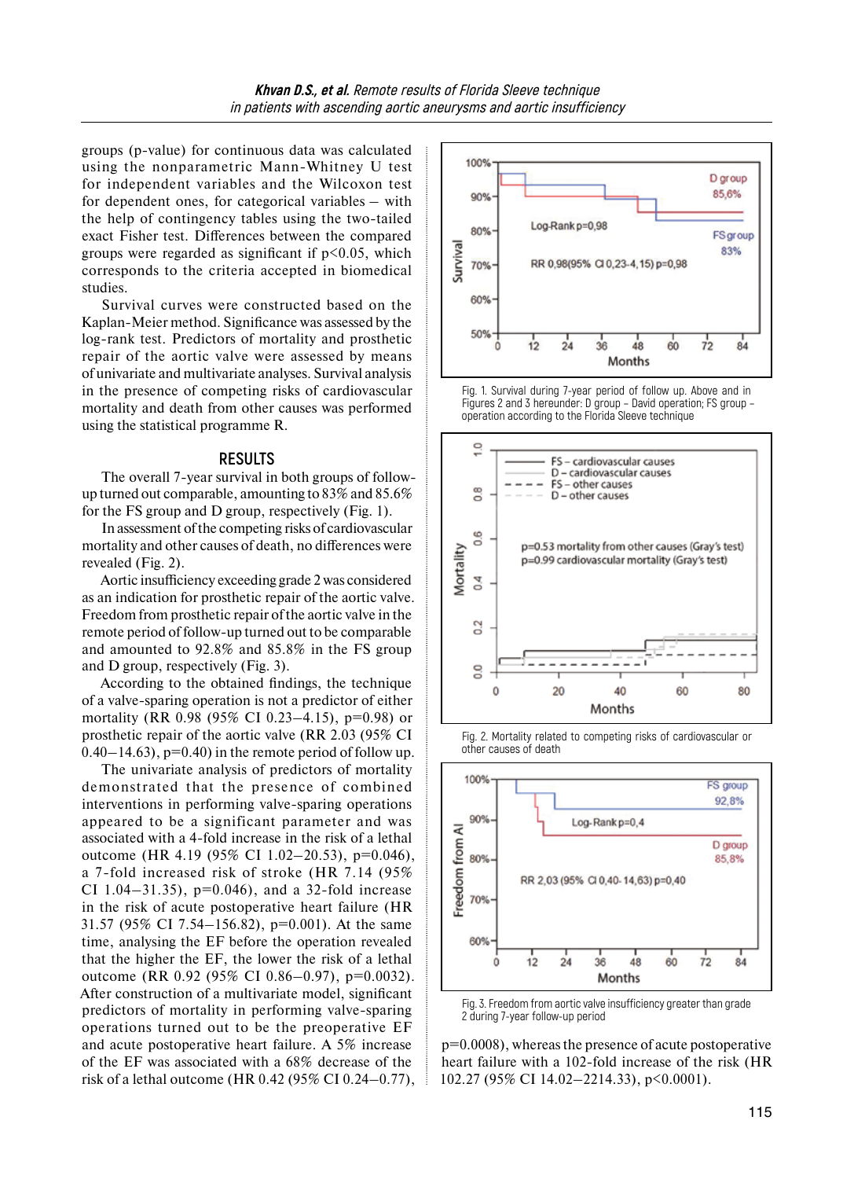groups (p-value) for continuous data was calculated using the nonparametric Mann-Whitney U test for independent variables and the Wilcoxon test for dependent ones, for categorical variables – with the help of contingency tables using the two-tailed exact Fisher test. Differences between the compared groups were regarded as significant if p<0.05, which corresponds to the criteria accepted in biomedical studies.

Survival curves were constructed based on the Kaplan-Meier method. Significance was assessed by the log-rank test. Predictors of mortality and prosthetic repair of the aortic valve were assessed by means of univariate and multivariate analyses. Survival analysis in the presence of competing risks of cardiovascular mortality and death from other causes was performed using the statistical programme R.

## RESULTS

The overall 7-year survival in both groups of follow-up turned out comparable, amounting to 83% and 85.6% for the FS group and D group, respectively (Fig. 1).

In assessment of the competing risks of cardiovascular mortality and other causes of death, no differences were revealed (Fig. 2).

Aortic insufficiency exceeding grade 2 was considered as an indication for prosthetic repair of the aortic valve. Freedom from prosthetic repair of the aortic valve in the remote period of follow-up turned out to be comparable and amounted to 92.8% and 85.8% in the FS group and D group, respectively (Fig. 3).

According to the obtained findings, the technique of a valve-sparing operation is not a predictor of either mortality (RR 0.98 (95% CI 0.23–4.15), p=0.98) or prosthetic repair of the aortic valve (RR 2.03 (95% CI 0.40–14.63), p=0.40) in the remote period of follow up.

The univariate analysis of predictors of mortality demonstrated that the presence of combined interventions in performing valve-sparing operations appeared to be a significant parameter and was associated with a 4-fold increase in the risk of a lethal outcome (HR 4.19 (95% CI 1.02–20.53), p=0.046), a 7-fold increased risk of stroke (HR 7.14 (95% CI 1.04–31.35), p=0.046), and a 32-fold increase in the risk of acute postoperative heart failure (HR 31.57 (95% CI 7.54–156.82), p=0.001). At the same time, analysing the EF before the operation revealed that the higher the EF, the lower the risk of a lethal outcome (RR 0.92 (95% CI 0.86–0.97), p=0.0032). After construction of a multivariate model, significant predictors of mortality in performing valve-sparing operations turned out to be the preoperative EF and acute postoperative heart failure. A 5% increase of the EF was associated with a 68% decrease of the risk of a lethal outcome (HR 0.42 (95% CI 0.24–0.77), p=0.0008), whereas the presence of acute postoperative heart failure with a 102-fold increase of the risk (HR 102.27 (95% CI 14.02–2214.33), p<0.0001).

Fig. 1. Survival during 7-year period of follow up. Above and in Figures 2 and 3 hereunder: D group – David operation; FS group – operation according to the Florida Sleeve technique

Fig. 2. Mortality related to competing risks of cardiovascular or other causes of death

Fig. 3. Freedom from aortic valve insufficiency greater than grade 2 during 7-year follow-up period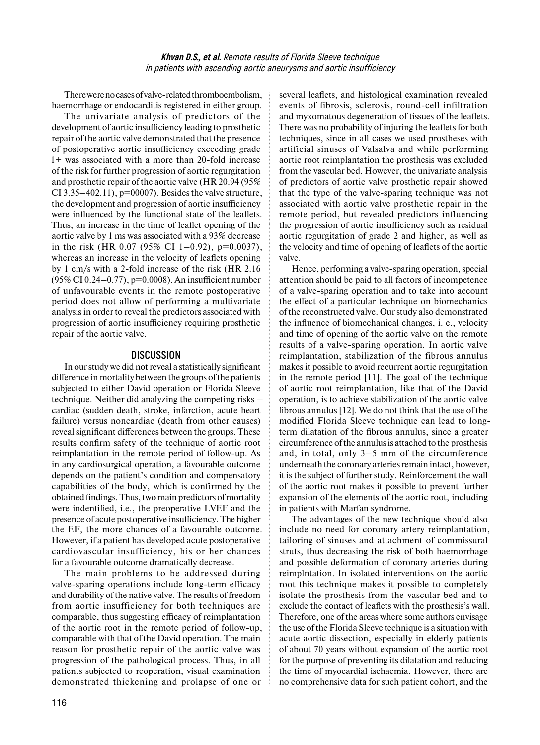There were no cases of valve-related thromboembolism, haemorrhage or endocarditis registered in either group.

The univariate analysis of predictors of the development of aortic insufficiency leading to prosthetic repair of the aortic valve demonstrated that the presence of postoperative aortic insufficiency exceeding grade 1+ was associated with a more than 20-fold increase of the risk for further progression of aortic regurgitation and prosthetic repair of the aortic valve (HR 20.94 (95% CI 3.35–402.11), p=00007). Besides the valve structure, the development and progression of aortic insufficiency were influenced by the functional state of the leaflets. Thus, an increase in the time of leaflet opening of the aortic valve by 1 ms was associated with a 93% decrease in the risk (HR 0.07 (95% CI 1–0.92), p=0.0037), whereas an increase in the velocity of leaflets opening by 1 cm/s with a 2-fold increase of the risk (HR 2.16 (95% CI 0.24–0.77), p=0.0008). An insufficient number of unfavourable events in the remote postoperative period does not allow of performing a multivariate analysis in order to reveal the predictors associated with progression of aortic insufficiency requiring prosthetic repair of the aortic valve.

## DISCUSSION

In our study we did not reveal a statistically significant difference in mortality between the groups of the patients subjected to either David operation or Florida Sleeve technique. Neither did analyzing the competing risks – cardiac (sudden death, stroke, infarction, acute heart failure) versus noncardiac (death from other causes) reveal significant differences between the groups. These results confirm safety of the technique of aortic root reimplantation in the remote period of follow-up. As in any cardiosurgical operation, a favourable outcome depends on the patient's condition and compensatory capabilities of the body, which is confirmed by the obtained findings. Thus, two main predictors of mortality were indentified, i.e., the preoperative LVEF and the presence of acute postoperative insufficiency. The higher the EF, the more chances of a favourable outcome. However, if a patient has developed acute postoperative cardiovascular insufficiency, his or her chances for a favourable outcome dramatically decrease.

The main problems to be addressed during valve-sparing operations include long-term efficacy and durability of the native valve. The results of freedom from aortic insufficiency for both techniques are comparable, thus suggesting efficacy of reimplantation of the aortic root in the remote period of follow-up, comparable with that of the David operation. The main reason for prosthetic repair of the aortic valve was progression of the pathological process. Thus, in all patients subjected to reoperation, visual examination demonstrated thickening and prolapse of one or several leaflets, and histological examination revealed events of fibrosis, sclerosis, round-cell infiltration and myxomatous degeneration of tissues of the leaflets. There was no probability of injuring the leaflets for both techniques, since in all cases we used prostheses with artificial sinuses of Valsalva and while performing aortic root reimplantation the prosthesis was excluded from the vascular bed. However, the univariate analysis of predictors of aortic valve prosthetic repair showed that the type of the valve-sparing technique was not associated with aortic valve prosthetic repair in the remote period, but revealed predictors influencing the progression of aortic insufficiency such as residual aortic regurgitation of grade 2 and higher, as well as the velocity and time of opening of leaflets of the aortic valve.

Hence, performing a valve-sparing operation, special attention should be paid to all factors of incompetence of a valve-sparing operation and to take into account the effect of a particular technique on biomechanics of the reconstructed valve. Our study also demonstrated the influence of biomechanical changes, i. e., velocity and time of opening of the aortic valve on the remote results of a valve-sparing operation. In aortic valve reimplantation, stabilization of the fibrous annulus makes it possible to avoid recurrent aortic regurgitation in the remote period [11]. The goal of the technique of aortic root reimplantation, like that of the David operation, is to achieve stabilization of the aortic valve fibrous annulus [12]. We do not think that the use of the modified Florida Sleeve technique can lead to long-term dilatation of the fibrous annulus, since a greater circumference of the annulus is attached to the prosthesis and, in total, only 3–5 mm of the circumference underneath the coronary arteries remain intact, however, it is the subject of further study. Reinforcement the wall of the aortic root makes it possible to prevent further expansion of the elements of the aortic root, including in patients with Marfan syndrome.

The advantages of the new technique should also include no need for coronary artery reimplantation, tailoring of sinuses and attachment of commissural struts, thus decreasing the risk of both haemorrhage and possible deformation of coronary arteries during reimplntation. In isolated interventions on the aortic root this technique makes it possible to completely isolate the prosthesis from the vascular bed and to exclude the contact of leaflets with the prosthesis's wall. Therefore, one of the areas where some authors envisage the use of the Florida Sleeve technique is a situation with acute aortic dissection, especially in elderly patients of about 70 years without expansion of the aortic root for the purpose of preventing its dilatation and reducing the time of myocardial ischaemia. However, there are no comprehensive data for such patient cohort, and the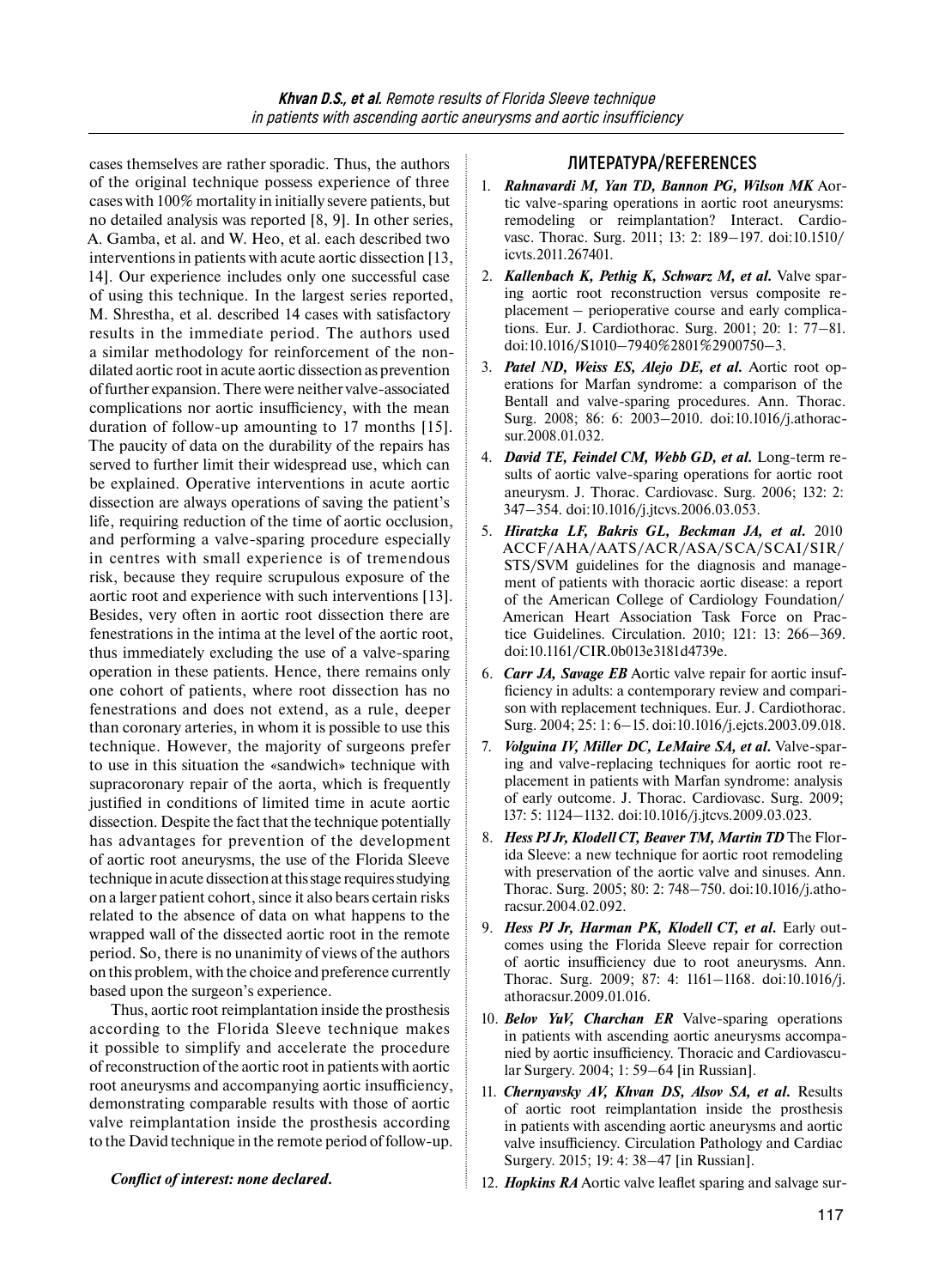cases themselves are rather sporadic. Thus, the authors of the original technique possess experience of three cases with 100% mortality in initially severe patients, but no detailed analysis was reported [8, 9]. In other series, A. Gamba, et al. and W. Heo, et al. each described two interventions in patients with acute aortic dissection [13, 14]. Our experience includes only one successful case of using this technique. In the largest series reported, M. Shrestha, et al. described 14 cases with satisfactory results in the immediate period. The authors used a similar methodology for reinforcement of the non-dilated aortic root in acute aortic dissection as prevention of further expansion. There were neither valve-associated complications nor aortic insufficiency, with the mean duration of follow-up amounting to 17 months [15]. The paucity of data on the durability of the repairs has served to further limit their widespread use, which can be explained. Operative interventions in acute aortic dissection are always operations of saving the patient's life, requiring reduction of the time of aortic occlusion, and performing a valve-sparing procedure especially in centres with small experience is of tremendous risk, because they require scrupulous exposure of the aortic root and experience with such interventions [13]. Besides, very often in aortic root dissection there are fenestrations in the intima at the level of the aortic root, thus immediately excluding the use of a valve-sparing operation in these patients. Hence, there remains only one cohort of patients, where root dissection has no fenestrations and does not extend, as a rule, deeper than coronary arteries, in whom it is possible to use this technique. However, the majority of surgeons prefer to use in this situation the «sandwich» technique with supracoronary repair of the aorta, which is frequently justified in conditions of limited time in acute aortic dissection. Despite the fact that the technique potentially has advantages for prevention of the development of aortic root aneurysms, the use of the Florida Sleeve technique in acute dissection at this stage requires studying on a larger patient cohort, since it also bears certain risks related to the absence of data on what happens to the wrapped wall of the dissected aortic root in the remote period. So, there is no unanimity of views of the authors on this problem, with the choice and preference currently based upon the surgeon's experience.

Thus, aortic root reimplantation inside the prosthesis according to the Florida Sleeve technique makes it possible to simplify and accelerate the procedure of reconstruction of the aortic root in patients with aortic root aneurysms and accompanying aortic insufficiency, demonstrating comparable results with those of aortic valve reimplantation inside the prosthesis according to the David technique in the remote period of follow-up.

***Conflict of interest: none declared.***

## ЛИТЕРАТУРА/REFERENCES

1. ***Rahnavardi M, Yan TD, Bannon PG, Wilson MK*** Aortic valve-sparing operations in aortic root aneurysms: remodeling or reimplantation? Interact. Cardiovasc. Thorac. Surg. 2011; 13: 2: 189–197. doi:10.1510/icvts.2011.267401.
2. ***Kallenbach K, Pethig K, Schwarz M, et al.*** Valve sparing aortic root reconstruction versus composite replacement – perioperative course and early complications. Eur. J. Cardiothorac. Surg. 2001; 20: 1: 77–81. doi:10.1016/S1010–7940%2801%2900750–3.
3. ***Patel ND, Weiss ES, Alejo DE, et al.*** Aortic root operations for Marfan syndrome: a comparison of the Bentall and valve-sparing procedures. Ann. Thorac. Surg. 2008; 86: 6: 2003–2010. doi:10.1016/j.athoracsur.2008.01.032.
4. ***David TE, Feindel CM, Webb GD, et al.*** Long-term results of aortic valve-sparing operations for aortic root aneurysm. J. Thorac. Cardiovasc. Surg. 2006; 132: 2: 347–354. doi:10.1016/j.jtcvs.2006.03.053.
5. ***Hiratzka LF, Bakris GL, Beckman JA, et al.*** 2010 ACCF/AHA/AATS/ACR/ASA/SCA/SCAI/SIR/STS/SVM guidelines for the diagnosis and management of patients with thoracic aortic disease: a report of the American College of Cardiology Foundation/American Heart Association Task Force on Practice Guidelines. Circulation. 2010; 121: 13: 266–369. doi:10.1161/CIR.0b013e3181d4739e.
6. ***Carr JA, Savage EB*** Aortic valve repair for aortic insufficiency in adults: a contemporary review and comparison with replacement techniques. Eur. J. Cardiothorac. Surg. 2004; 25: 1: 6–15. doi:10.1016/j.ejcts.2003.09.018.
7. ***Volguina IV, Miller DC, LeMaire SA, et al.*** Valve-sparing and valve-replacing techniques for aortic root replacement in patients with Marfan syndrome: analysis of early outcome. J. Thorac. Cardiovasc. Surg. 2009; 137: 5: 1124–1132. doi:10.1016/j.jtcvs.2009.03.023.
8. ***Hess PJ Jr, Klodell CT, Beaver TM, Martin TD*** The Florida Sleeve: a new technique for aortic root remodeling with preservation of the aortic valve and sinuses. Ann. Thorac. Surg. 2005; 80: 2: 748–750. doi:10.1016/j.athoracsur.2004.02.092.
9. ***Hess PJ Jr, Harman PK, Klodell CT, et al.*** Early outcomes using the Florida Sleeve repair for correction of aortic insufficiency due to root aneurysms. Ann. Thorac. Surg. 2009; 87: 4: 1161–1168. doi:10.1016/j.athoracsur.2009.01.016.
10. ***Belov YuV, Charchan ER*** Valve-sparing operations in patients with ascending aortic aneurysms accompanied by aortic insufficiency. Thoracic and Cardiovascular Surgery. 2004; 1: 59–64 [in Russian].
11. ***Chernyavsky AV, Khvan DS, Alsov SA, et al.*** Results of aortic root reimplantation inside the prosthesis in patients with ascending aortic aneurysms and aortic valve insufficiency. Circulation Pathology and Cardiac Surgery. 2015; 19: 4: 38–47 [in Russian].
12. ***Hopkins RA*** Aortic valve leaflet sparing and salvage sur-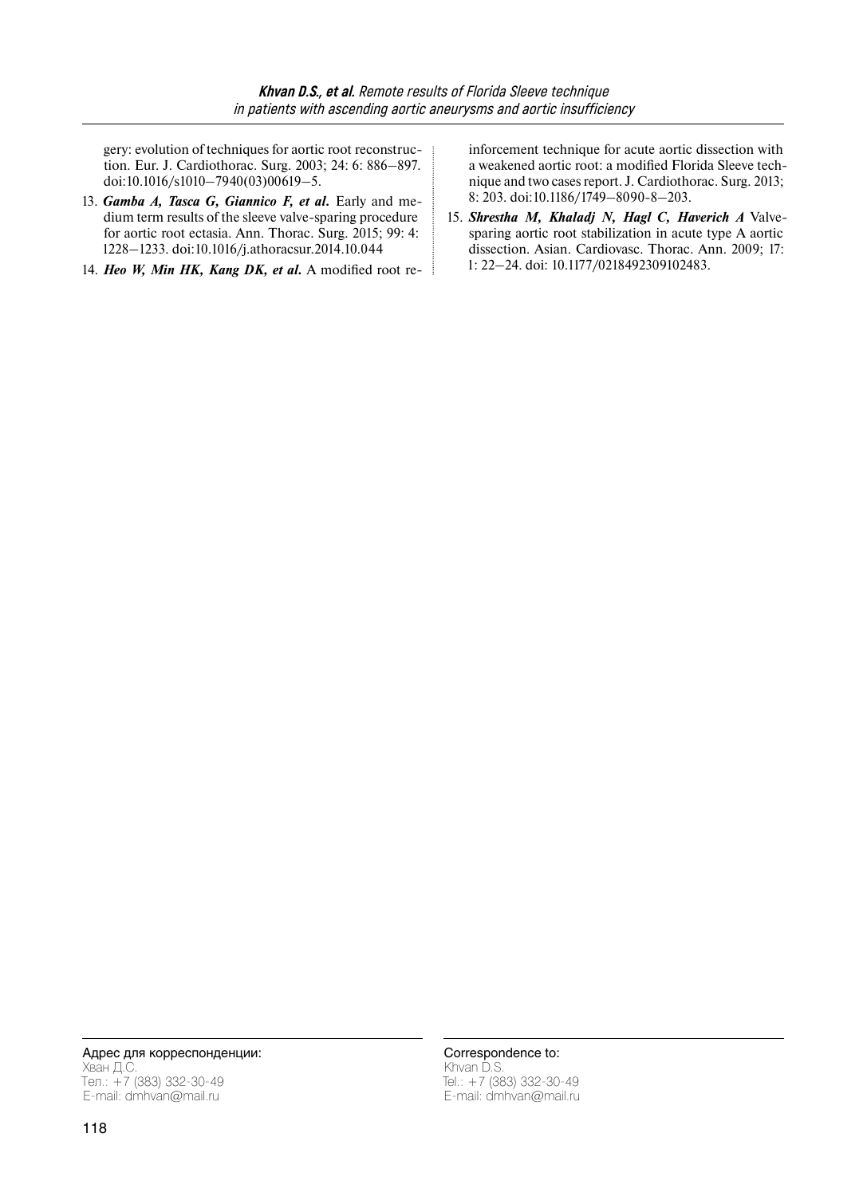gery: evolution of techniques for aortic root reconstruction. Eur. J. Cardiothorac. Surg. 2003; 24: 6: 886–897. doi:10.1016/s1010–7940(03)00619–5.

13. ***Gamba A, Tasca G, Giannico F, et al.*** Early and medium term results of the sleeve valve-sparing procedure for aortic root ectasia. Ann. Thorac. Surg. 2015; 99: 4: 1228–1233. doi:10.1016/j.athoracsur.2014.10.044

14. ***Heo W, Min HK, Kang DK, et al.*** A modified root reinforcement technique for acute aortic dissection with a weakened aortic root: a modified Florida Sleeve technique and two cases report. J. Cardiothorac. Surg. 2013; 8: 203. doi:10.1186/1749–8090–8–203.

15. ***Shrestha M, Khaladj N, Hagl C, Haverich A*** Valve-sparing aortic root stabilization in acute type A aortic dissection. Asian. Cardiovasc. Thorac. Ann. 2009; 17: 1: 22–24. doi: 10.1177/0218492309102483.

Адрес для корреспонденции:
Хван Д.С.
Тел.: +7 (383) 332-30-49
E-mail: dmhvan@mail.ru

Correspondence to:
Khvan D.S.
Tel.: +7 (383) 332-30-49
E-mail: dmhvan@mail.ru